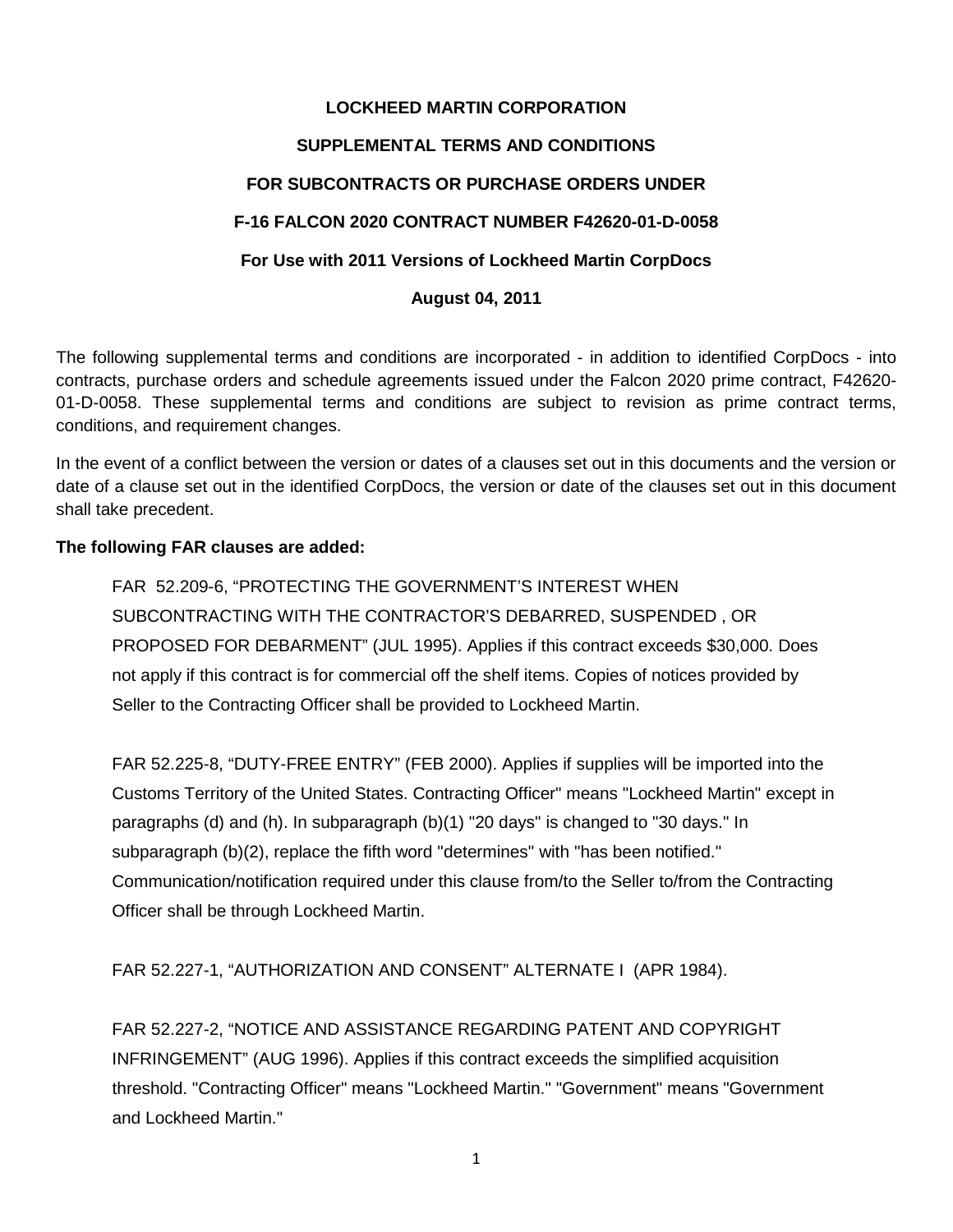**LOCKHEED MARTIN CORPORATION**

**SUPPLEMENTAL TERMS AND CONDITIONS**

**FOR SUBCONTRACTS OR PURCHASE ORDERS UNDER**

**F-16 FALCON 2020 CONTRACT NUMBER F42620-01-D-0058**

**For Use with 2011 Versions of Lockheed Martin CorpDocs**

**August 04, 2011**

The following supplemental terms and conditions are incorporated - in addition to identified CorpDocs - into contracts, purchase orders and schedule agreements issued under the Falcon 2020 prime contract, F42620-01-D-0058. These supplemental terms and conditions are subject to revision as prime contract terms, conditions, and requirement changes.

In the event of a conflict between the version or dates of a clauses set out in this documents and the version or date of a clause set out in the identified CorpDocs, the version or date of the clauses set out in this document shall take precedent.

**The following FAR clauses are added:**

FAR 52.209-6, "PROTECTING THE GOVERNMENT'S INTEREST WHEN SUBCONTRACTING WITH THE CONTRACTOR'S DEBARRED, SUSPENDED , OR PROPOSED FOR DEBARMENT" (JUL 1995). Applies if this contract exceeds $30,000. Does not apply if this contract is for commercial off the shelf items. Copies of notices provided by Seller to the Contracting Officer shall be provided to Lockheed Martin.

FAR 52.225-8, "DUTY-FREE ENTRY" (FEB 2000). Applies if supplies will be imported into the Customs Territory of the United States. Contracting Officer" means "Lockheed Martin" except in paragraphs (d) and (h). In subparagraph (b)(1) "20 days" is changed to "30 days." In subparagraph (b)(2), replace the fifth word "determines" with "has been notified." Communication/notification required under this clause from/to the Seller to/from the Contracting Officer shall be through Lockheed Martin.

FAR 52.227-1, "AUTHORIZATION AND CONSENT" ALTERNATE I (APR 1984).

FAR 52.227-2, "NOTICE AND ASSISTANCE REGARDING PATENT AND COPYRIGHT INFRINGEMENT" (AUG 1996). Applies if this contract exceeds the simplified acquisition threshold. "Contracting Officer" means "Lockheed Martin." "Government" means "Government and Lockheed Martin."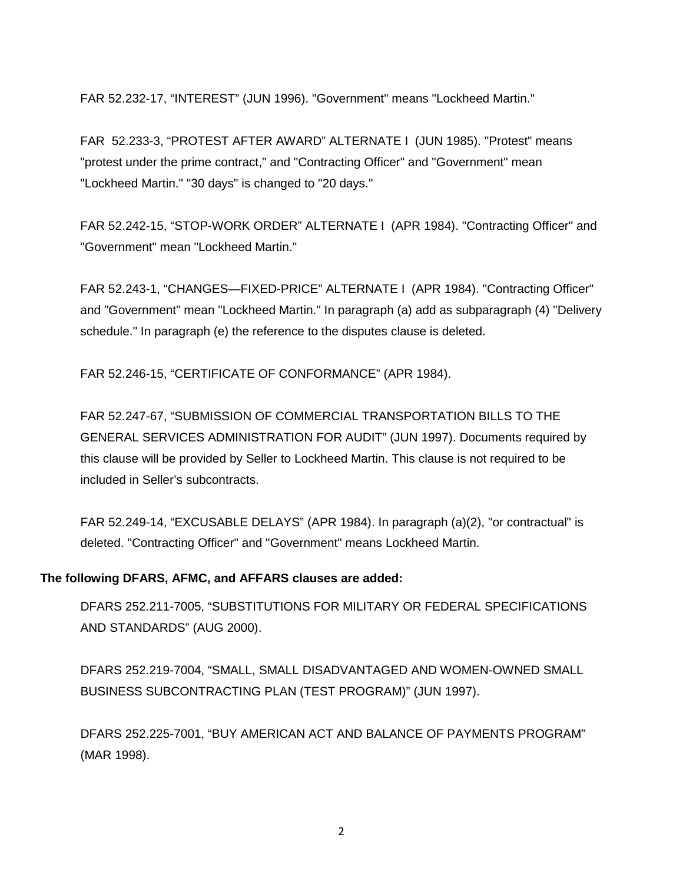FAR 52.232-17, “INTEREST” (JUN 1996). "Government" means "Lockheed Martin."

FAR  52.233-3, “PROTEST AFTER AWARD” ALTERNATE I  (JUN 1985). "Protest" means "protest under the prime contract," and "Contracting Officer" and "Government" mean "Lockheed Martin." "30 days" is changed to "20 days."

FAR 52.242-15, “STOP-WORK ORDER” ALTERNATE I  (APR 1984). "Contracting Officer" and "Government" mean "Lockheed Martin."

FAR 52.243-1, “CHANGES—FIXED-PRICE” ALTERNATE I  (APR 1984). "Contracting Officer" and "Government" mean "Lockheed Martin." In paragraph (a) add as subparagraph (4) "Delivery schedule." In paragraph (e) the reference to the disputes clause is deleted.

FAR 52.246-15, “CERTIFICATE OF CONFORMANCE” (APR 1984).

FAR 52.247-67, “SUBMISSION OF COMMERCIAL TRANSPORTATION BILLS TO THE GENERAL SERVICES ADMINISTRATION FOR AUDIT” (JUN 1997). Documents required by this clause will be provided by Seller to Lockheed Martin. This clause is not required to be included in Seller’s subcontracts.

FAR 52.249-14, “EXCUSABLE DELAYS” (APR 1984). In paragraph (a)(2), "or contractual" is deleted. "Contracting Officer" and "Government" means Lockheed Martin.

**The following DFARS, AFMC, and AFFARS clauses are added:**

DFARS 252.211-7005, “SUBSTITUTIONS FOR MILITARY OR FEDERAL SPECIFICATIONS AND STANDARDS” (AUG 2000).

DFARS 252.219-7004, “SMALL, SMALL DISADVANTAGED AND WOMEN-OWNED SMALL BUSINESS SUBCONTRACTING PLAN (TEST PROGRAM)” (JUN 1997).

DFARS 252.225-7001, “BUY AMERICAN ACT AND BALANCE OF PAYMENTS PROGRAM” (MAR 1998).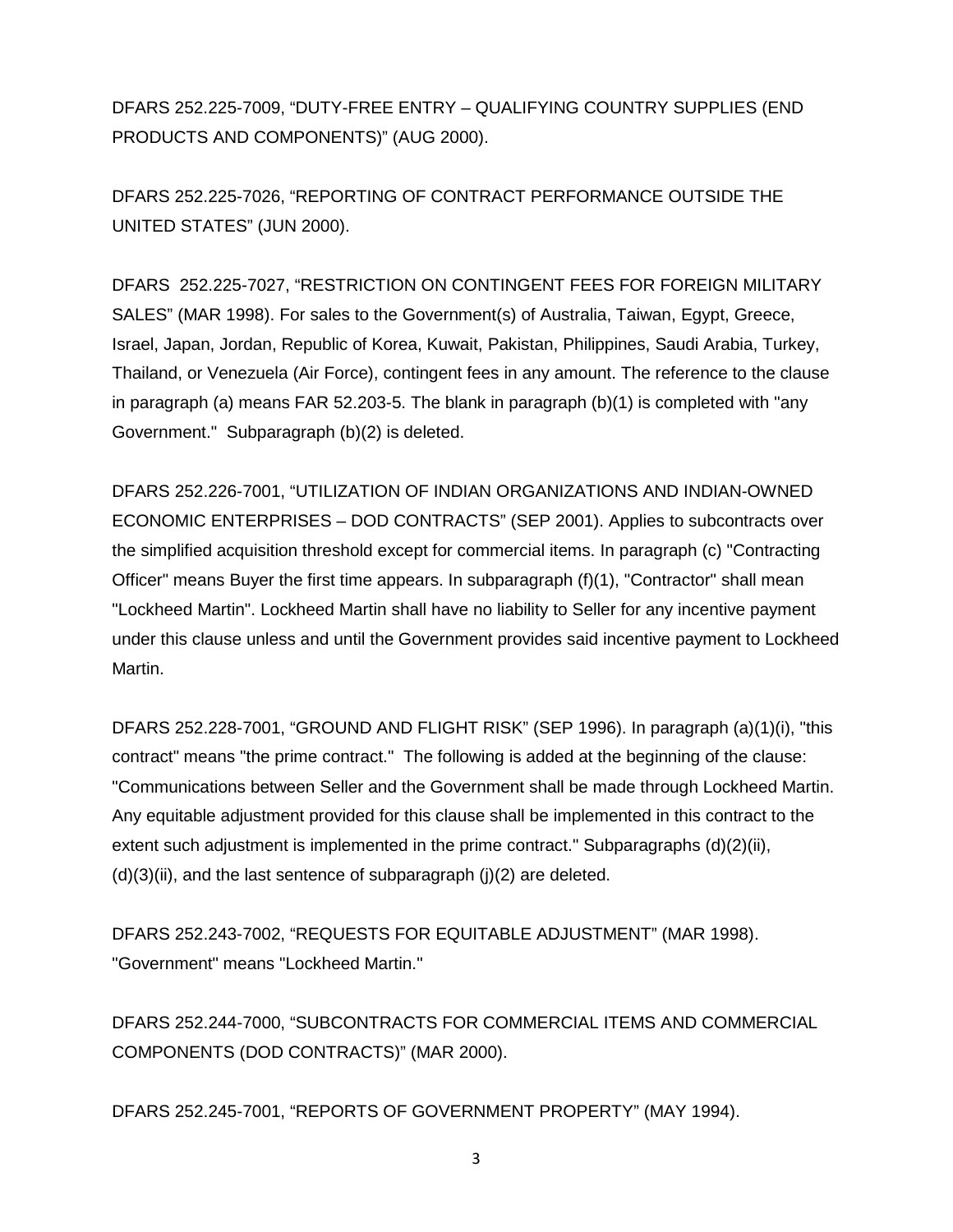DFARS 252.225-7009, “DUTY-FREE ENTRY – QUALIFYING COUNTRY SUPPLIES (END PRODUCTS AND COMPONENTS)” (AUG 2000).

DFARS 252.225-7026, “REPORTING OF CONTRACT PERFORMANCE OUTSIDE THE UNITED STATES” (JUN 2000).

DFARS 252.225-7027, “RESTRICTION ON CONTINGENT FEES FOR FOREIGN MILITARY SALES” (MAR 1998). For sales to the Government(s) of Australia, Taiwan, Egypt, Greece, Israel, Japan, Jordan, Republic of Korea, Kuwait, Pakistan, Philippines, Saudi Arabia, Turkey, Thailand, or Venezuela (Air Force), contingent fees in any amount. The reference to the clause in paragraph (a) means FAR 52.203-5. The blank in paragraph (b)(1) is completed with "any Government." Subparagraph (b)(2) is deleted.

DFARS 252.226-7001, “UTILIZATION OF INDIAN ORGANIZATIONS AND INDIAN-OWNED ECONOMIC ENTERPRISES – DOD CONTRACTS” (SEP 2001). Applies to subcontracts over the simplified acquisition threshold except for commercial items. In paragraph (c) "Contracting Officer" means Buyer the first time appears. In subparagraph (f)(1), "Contractor" shall mean "Lockheed Martin". Lockheed Martin shall have no liability to Seller for any incentive payment under this clause unless and until the Government provides said incentive payment to Lockheed Martin.

DFARS 252.228-7001, “GROUND AND FLIGHT RISK” (SEP 1996). In paragraph (a)(1)(i), "this contract" means "the prime contract." The following is added at the beginning of the clause: "Communications between Seller and the Government shall be made through Lockheed Martin. Any equitable adjustment provided for this clause shall be implemented in this contract to the extent such adjustment is implemented in the prime contract." Subparagraphs (d)(2)(ii), (d)(3)(ii), and the last sentence of subparagraph (j)(2) are deleted.

DFARS 252.243-7002, “REQUESTS FOR EQUITABLE ADJUSTMENT” (MAR 1998). "Government" means "Lockheed Martin."

DFARS 252.244-7000, “SUBCONTRACTS FOR COMMERCIAL ITEMS AND COMMERCIAL COMPONENTS (DOD CONTRACTS)” (MAR 2000).

DFARS 252.245-7001, “REPORTS OF GOVERNMENT PROPERTY” (MAY 1994).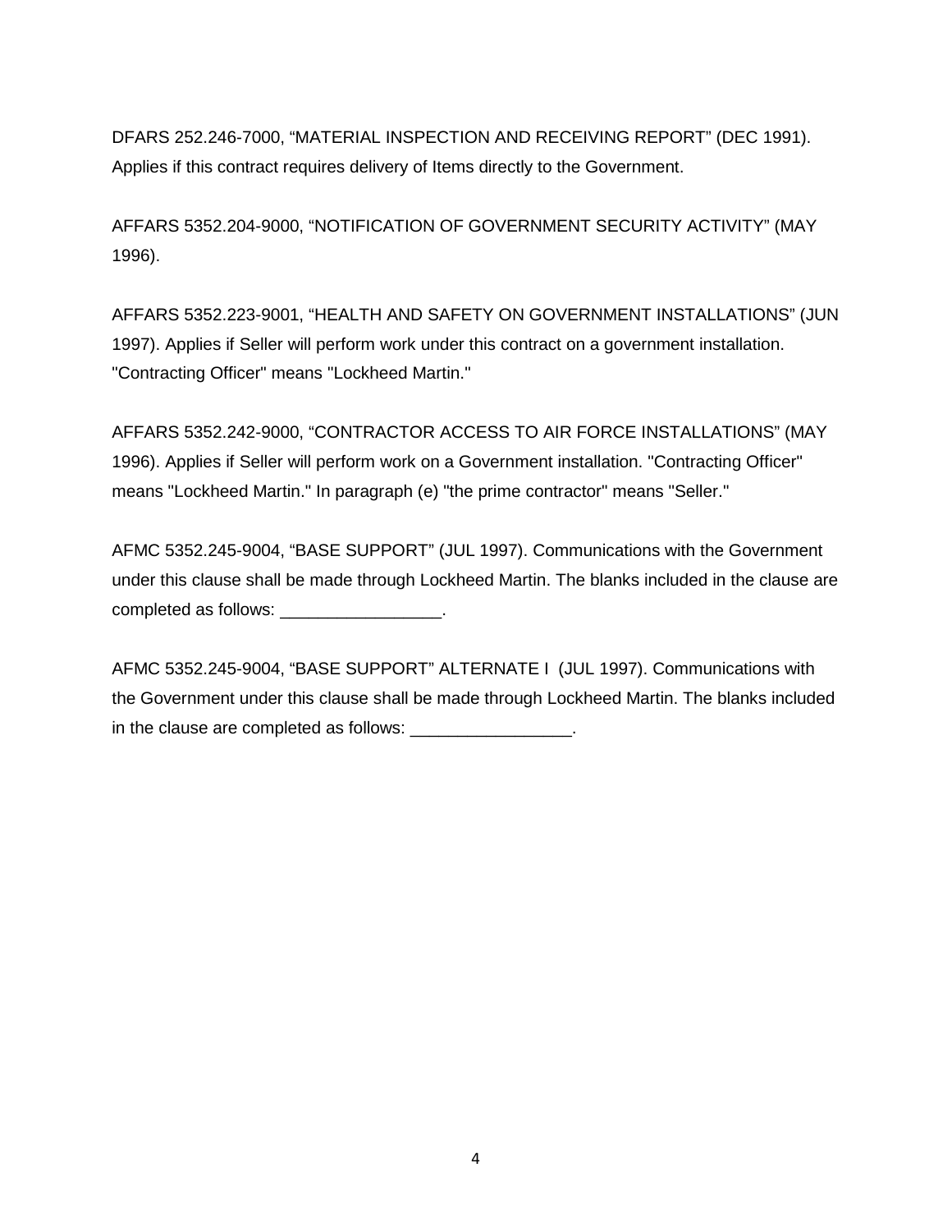DFARS 252.246-7000, “MATERIAL INSPECTION AND RECEIVING REPORT” (DEC 1991). Applies if this contract requires delivery of Items directly to the Government.

AFFARS 5352.204-9000, “NOTIFICATION OF GOVERNMENT SECURITY ACTIVITY” (MAY 1996).

AFFARS 5352.223-9001, “HEALTH AND SAFETY ON GOVERNMENT INSTALLATIONS” (JUN 1997). Applies if Seller will perform work under this contract on a government installation. "Contracting Officer" means "Lockheed Martin."

AFFARS 5352.242-9000, “CONTRACTOR ACCESS TO AIR FORCE INSTALLATIONS” (MAY 1996). Applies if Seller will perform work on a Government installation. "Contracting Officer" means "Lockheed Martin." In paragraph (e) "the prime contractor" means "Seller."

AFMC 5352.245-9004, “BASE SUPPORT” (JUL 1997). Communications with the Government under this clause shall be made through Lockheed Martin. The blanks included in the clause are completed as follows: _________________.

AFMC 5352.245-9004, “BASE SUPPORT” ALTERNATE I (JUL 1997). Communications with the Government under this clause shall be made through Lockheed Martin. The blanks included in the clause are completed as follows: _________________.